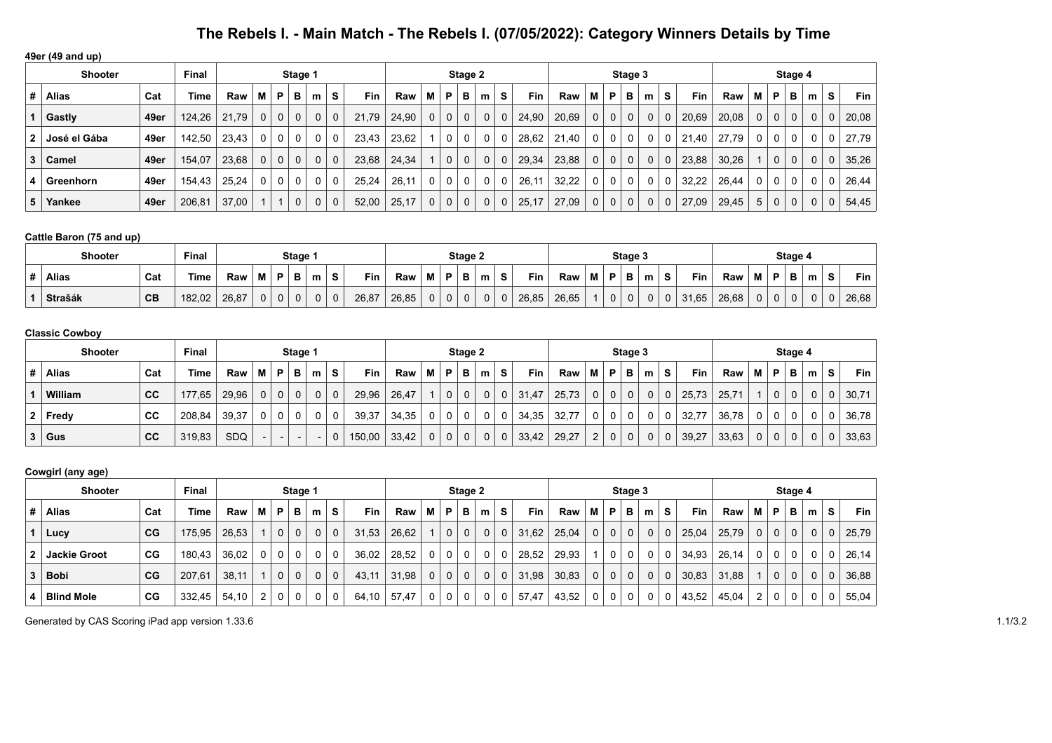# The Rebels I. - Main Match - The Rebels I. (07/05/2022): Category Winners Details by Time

### 49er (49 and up)

| Shooter | | | Final | Stage 1 | | | | | | | Stage 2 | | | | | | | Stage 3 | | | | | | | Stage 4 | | | | | | |
|---|---|---|---|---|---|---|---|---|---|---|---|---|---|---|---|---|---|---|---|---|---|---|---|---|---|---|---|---|---|---|---|
| # | Alias | Cat | Time | Raw | M | P | B | m | S | Fin | Raw | M | P | B | m | S | Fin | Raw | M | P | B | m | S | Fin | Raw | M | P | B | m | S | Fin |
| 1 | Gastly | 49er | 124,26 | 21,79 | 0 | 0 | 0 | 0 | 0 | 21,79 | 24,90 | 0 | 0 | 0 | 0 | 0 | 24,90 | 20,69 | 0 | 0 | 0 | 0 | 0 | 20,69 | 20,08 | 0 | 0 | 0 | 0 | 0 | 20,08 |
| 2 | José el Gába | 49er | 142,50 | 23,43 | 0 | 0 | 0 | 0 | 0 | 23,43 | 23,62 | 1 | 0 | 0 | 0 | 0 | 28,62 | 21,40 | 0 | 0 | 0 | 0 | 0 | 21,40 | 27,79 | 0 | 0 | 0 | 0 | 0 | 27,79 |
| 3 | Camel | 49er | 154,07 | 23,68 | 0 | 0 | 0 | 0 | 0 | 23,68 | 24,34 | 1 | 0 | 0 | 0 | 0 | 29,34 | 23,88 | 0 | 0 | 0 | 0 | 0 | 23,88 | 30,26 | 1 | 0 | 0 | 0 | 0 | 35,26 |
| 4 | Greenhorn | 49er | 154,43 | 25,24 | 0 | 0 | 0 | 0 | 0 | 25,24 | 26,11 | 0 | 0 | 0 | 0 | 0 | 26,11 | 32,22 | 0 | 0 | 0 | 0 | 0 | 32,22 | 26,44 | 0 | 0 | 0 | 0 | 0 | 26,44 |
| 5 | Yankee | 49er | 206,81 | 37,00 | 1 | 1 | 0 | 0 | 0 | 52,00 | 25,17 | 0 | 0 | 0 | 0 | 0 | 25,17 | 27,09 | 0 | 0 | 0 | 0 | 0 | 27,09 | 29,45 | 5 | 0 | 0 | 0 | 0 | 54,45 |

### Cattle Baron (75 and up)

| Shooter | | | Final | Stage 1 | | | | | | | Stage 2 | | | | | | | Stage 3 | | | | | | | Stage 4 | | | | | | |
|---|---|---|---|---|---|---|---|---|---|---|---|---|---|---|---|---|---|---|---|---|---|---|---|---|---|---|---|---|---|---|---|
| # | Alias | Cat | Time | Raw | M | P | B | m | S | Fin | Raw | M | P | B | m | S | Fin | Raw | M | P | B | m | S | Fin | Raw | M | P | B | m | S | Fin |
| 1 | Strašák | CB | 182,02 | 26,87 | 0 | 0 | 0 | 0 | 0 | 26,87 | 26,85 | 0 | 0 | 0 | 0 | 0 | 26,85 | 26,65 | 1 | 0 | 0 | 0 | 0 | 31,65 | 26,68 | 0 | 0 | 0 | 0 | 0 | 26,68 |

### Classic Cowboy

| Shooter | | | Final | Stage 1 | | | | | | | Stage 2 | | | | | | | Stage 3 | | | | | | | Stage 4 | | | | | | |
|---|---|---|---|---|---|---|---|---|---|---|---|---|---|---|---|---|---|---|---|---|---|---|---|---|---|---|---|---|---|---|---|
| # | Alias | Cat | Time | Raw | M | P | B | m | S | Fin | Raw | M | P | B | m | S | Fin | Raw | M | P | B | m | S | Fin | Raw | M | P | B | m | S | Fin |
| 1 | William | CC | 177,65 | 29,96 | 0 | 0 | 0 | 0 | 0 | 29,96 | 26,47 | 1 | 0 | 0 | 0 | 0 | 31,47 | 25,73 | 0 | 0 | 0 | 0 | 0 | 25,73 | 25,71 | 1 | 0 | 0 | 0 | 0 | 30,71 |
| 2 | Fredy | CC | 208,84 | 39,37 | 0 | 0 | 0 | 0 | 0 | 39,37 | 34,35 | 0 | 0 | 0 | 0 | 0 | 34,35 | 32,77 | 0 | 0 | 0 | 0 | 0 | 32,77 | 36,78 | 0 | 0 | 0 | 0 | 0 | 36,78 |
| 3 | Gus | CC | 319,83 | SDQ | - | - | - | - | 0 | 150,00 | 33,42 | 0 | 0 | 0 | 0 | 0 | 33,42 | 29,27 | 2 | 0 | 0 | 0 | 0 | 39,27 | 33,63 | 0 | 0 | 0 | 0 | 0 | 33,63 |

### Cowgirl (any age)

| Shooter | | | Final | Stage 1 | | | | | | | Stage 2 | | | | | | | Stage 3 | | | | | | | Stage 4 | | | | | | |
|---|---|---|---|---|---|---|---|---|---|---|---|---|---|---|---|---|---|---|---|---|---|---|---|---|---|---|---|---|---|---|---|
| # | Alias | Cat | Time | Raw | M | P | B | m | S | Fin | Raw | M | P | B | m | S | Fin | Raw | M | P | B | m | S | Fin | Raw | M | P | B | m | S | Fin |
| 1 | Lucy | CG | 175,95 | 26,53 | 1 | 0 | 0 | 0 | 0 | 31,53 | 26,62 | 1 | 0 | 0 | 0 | 0 | 31,62 | 25,04 | 0 | 0 | 0 | 0 | 0 | 25,04 | 25,79 | 0 | 0 | 0 | 0 | 0 | 25,79 |
| 2 | Jackie Groot | CG | 180,43 | 36,02 | 0 | 0 | 0 | 0 | 0 | 36,02 | 28,52 | 0 | 0 | 0 | 0 | 0 | 28,52 | 29,93 | 1 | 0 | 0 | 0 | 0 | 34,93 | 26,14 | 0 | 0 | 0 | 0 | 0 | 26,14 |
| 3 | Bobi | CG | 207,61 | 38,11 | 1 | 0 | 0 | 0 | 0 | 43,11 | 31,98 | 0 | 0 | 0 | 0 | 0 | 31,98 | 30,83 | 0 | 0 | 0 | 0 | 0 | 30,83 | 31,88 | 1 | 0 | 0 | 0 | 0 | 36,88 |
| 4 | Blind Mole | CG | 332,45 | 54,10 | 2 | 0 | 0 | 0 | 0 | 64,10 | 57,47 | 0 | 0 | 0 | 0 | 0 | 57,47 | 43,52 | 0 | 0 | 0 | 0 | 0 | 43,52 | 45,04 | 2 | 0 | 0 | 0 | 0 | 55,04 |

Generated by CAS Scoring iPad app version 1.33.6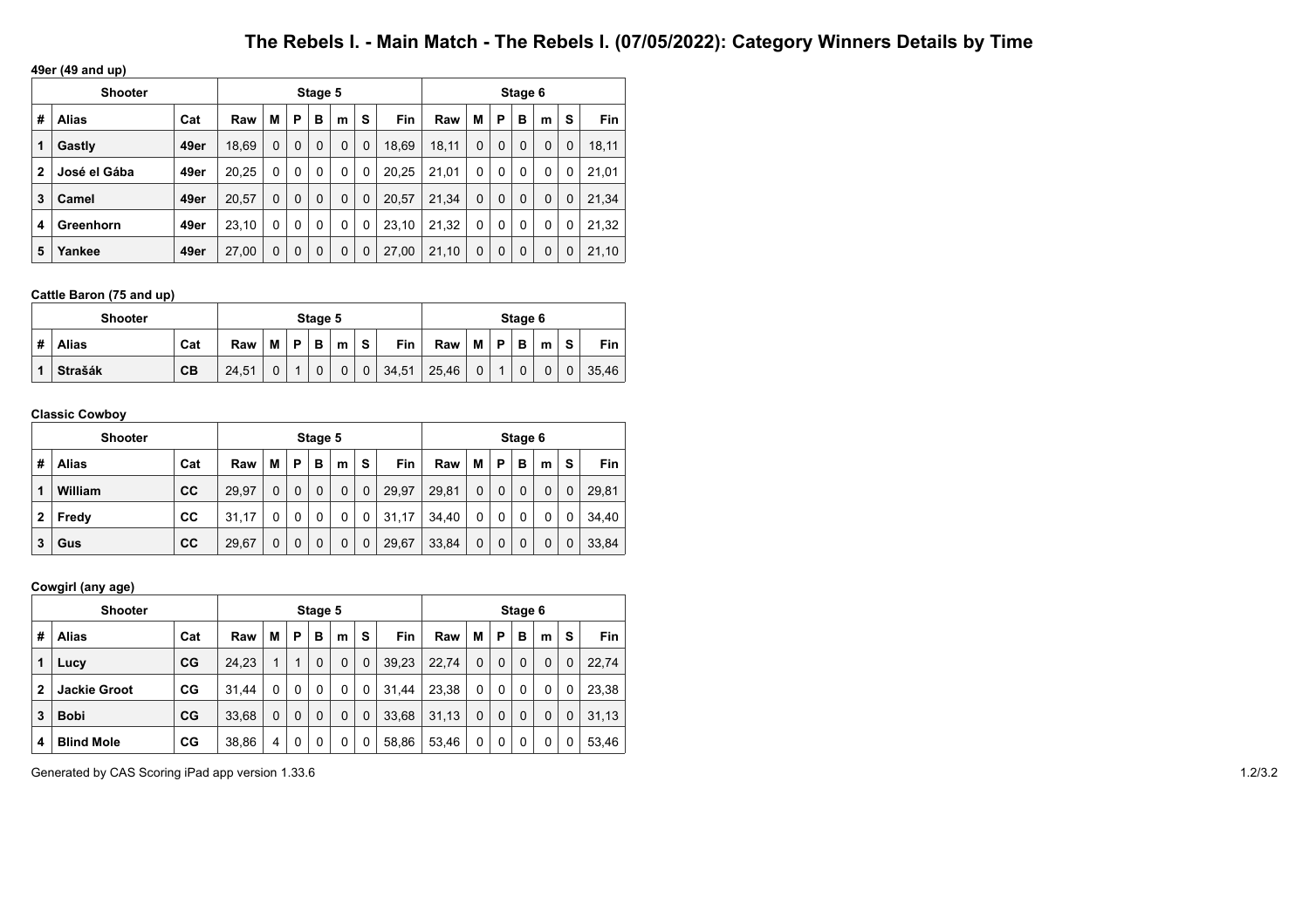# The Rebels I. - Main Match - The Rebels I. (07/05/2022): Category Winners Details by Time

**49er (49 and up)**

| Shooter | | | Stage 5 | | | | | | | Stage 6 | | | | | | |
|---|---|---|---|---|---|---|---|---|---|---|---|---|---|---|---|---|
| # | Alias | Cat | Raw | M | P | B | m | S | Fin | Raw | M | P | B | m | S | Fin |
| 1 | Gastly | 49er | 18,69 | 0 | 0 | 0 | 0 | 0 | 18,69 | 18,11 | 0 | 0 | 0 | 0 | 0 | 18,11 |
| 2 | José el Gába | 49er | 20,25 | 0 | 0 | 0 | 0 | 0 | 20,25 | 21,01 | 0 | 0 | 0 | 0 | 0 | 21,01 |
| 3 | Camel | 49er | 20,57 | 0 | 0 | 0 | 0 | 0 | 20,57 | 21,34 | 0 | 0 | 0 | 0 | 0 | 21,34 |
| 4 | Greenhorn | 49er | 23,10 | 0 | 0 | 0 | 0 | 0 | 23,10 | 21,32 | 0 | 0 | 0 | 0 | 0 | 21,32 |
| 5 | Yankee | 49er | 27,00 | 0 | 0 | 0 | 0 | 0 | 27,00 | 21,10 | 0 | 0 | 0 | 0 | 0 | 21,10 |

**Cattle Baron (75 and up)**

| Shooter | | | Stage 5 | | | | | | | Stage 6 | | | | | | |
|---|---|---|---|---|---|---|---|---|---|---|---|---|---|---|---|---|
| # | Alias | Cat | Raw | M | P | B | m | S | Fin | Raw | M | P | B | m | S | Fin |
| 1 | Strašák | CB | 24,51 | 0 | 1 | 0 | 0 | 0 | 34,51 | 25,46 | 0 | 1 | 0 | 0 | 0 | 35,46 |

**Classic Cowboy**

| Shooter | | | Stage 5 | | | | | | | Stage 6 | | | | | | |
|---|---|---|---|---|---|---|---|---|---|---|---|---|---|---|---|---|
| # | Alias | Cat | Raw | M | P | B | m | S | Fin | Raw | M | P | B | m | S | Fin |
| 1 | William | CC | 29,97 | 0 | 0 | 0 | 0 | 0 | 29,97 | 29,81 | 0 | 0 | 0 | 0 | 0 | 29,81 |
| 2 | Fredy | CC | 31,17 | 0 | 0 | 0 | 0 | 0 | 31,17 | 34,40 | 0 | 0 | 0 | 0 | 0 | 34,40 |
| 3 | Gus | CC | 29,67 | 0 | 0 | 0 | 0 | 0 | 29,67 | 33,84 | 0 | 0 | 0 | 0 | 0 | 33,84 |

**Cowgirl (any age)**

| Shooter | | | Stage 5 | | | | | | | Stage 6 | | | | | | |
|---|---|---|---|---|---|---|---|---|---|---|---|---|---|---|---|---|
| # | Alias | Cat | Raw | M | P | B | m | S | Fin | Raw | M | P | B | m | S | Fin |
| 1 | Lucy | CG | 24,23 | 1 | 1 | 0 | 0 | 0 | 39,23 | 22,74 | 0 | 0 | 0 | 0 | 0 | 22,74 |
| 2 | Jackie Groot | CG | 31,44 | 0 | 0 | 0 | 0 | 0 | 31,44 | 23,38 | 0 | 0 | 0 | 0 | 0 | 23,38 |
| 3 | Bobi | CG | 33,68 | 0 | 0 | 0 | 0 | 0 | 33,68 | 31,13 | 0 | 0 | 0 | 0 | 0 | 31,13 |
| 4 | Blind Mole | CG | 38,86 | 4 | 0 | 0 | 0 | 0 | 58,86 | 53,46 | 0 | 0 | 0 | 0 | 0 | 53,46 |

Generated by CAS Scoring iPad app version 1.33.6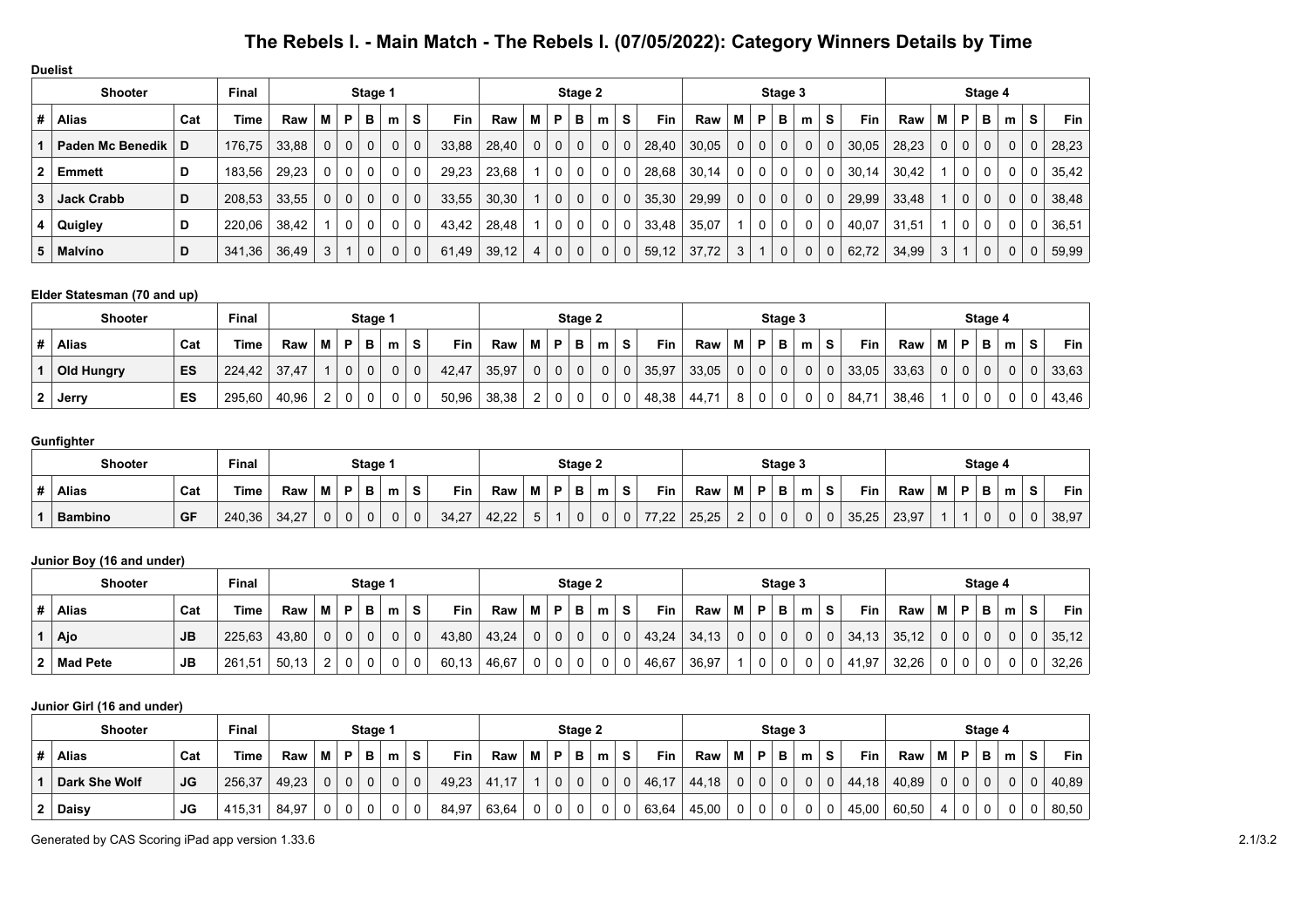# The Rebels I. - Main Match - The Rebels I. (07/05/2022): Category Winners Details by Time

**Duelist**

| Shooter | | | Final | Stage 1 | | | | | | | Stage 2 | | | | | | | Stage 3 | | | | | | | Stage 4 | | | | | | |
|---|---|---|---|---|---|---|---|---|---|---|---|---|---|---|---|---|---|---|---|---|---|---|---|---|---|---|---|---|---|---|---|
| # | Alias | Cat | Time | Raw | M | P | B | m | S | Fin | Raw | M | P | B | m | S | Fin | Raw | M | P | B | m | S | Fin | Raw | M | P | B | m | S | Fin |
| 1 | **Paden Mc Benedik** | D | 176,75 | 33,88 | 0 | 0 | 0 | 0 | 0 | 33,88 | 28,40 | 0 | 0 | 0 | 0 | 0 | 28,40 | 30,05 | 0 | 0 | 0 | 0 | 0 | 30,05 | 28,23 | 0 | 0 | 0 | 0 | 0 | 28,23 |
| 2 | **Emmett** | D | 183,56 | 29,23 | 0 | 0 | 0 | 0 | 0 | 29,23 | 23,68 | 1 | 0 | 0 | 0 | 0 | 28,68 | 30,14 | 0 | 0 | 0 | 0 | 0 | 30,14 | 30,42 | 1 | 0 | 0 | 0 | 0 | 35,42 |
| 3 | **Jack Crabb** | D | 208,53 | 33,55 | 0 | 0 | 0 | 0 | 0 | 33,55 | 30,30 | 1 | 0 | 0 | 0 | 0 | 35,30 | 29,99 | 0 | 0 | 0 | 0 | 0 | 29,99 | 33,48 | 1 | 0 | 0 | 0 | 0 | 38,48 |
| 4 | **Quigley** | D | 220,06 | 38,42 | 1 | 0 | 0 | 0 | 0 | 43,42 | 28,48 | 1 | 0 | 0 | 0 | 0 | 33,48 | 35,07 | 1 | 0 | 0 | 0 | 0 | 40,07 | 31,51 | 1 | 0 | 0 | 0 | 0 | 36,51 |
| 5 | **Malvíno** | D | 341,36 | 36,49 | 3 | 1 | 0 | 0 | 0 | 61,49 | 39,12 | 4 | 0 | 0 | 0 | 0 | 59,12 | 37,72 | 3 | 1 | 0 | 0 | 0 | 62,72 | 34,99 | 3 | 1 | 0 | 0 | 0 | 59,99 |

**Elder Statesman (70 and up)**

| Shooter | | | Final | Stage 1 | | | | | | | Stage 2 | | | | | | | Stage 3 | | | | | | | Stage 4 | | | | | | |
|---|---|---|---|---|---|---|---|---|---|---|---|---|---|---|---|---|---|---|---|---|---|---|---|---|---|---|---|---|---|---|---|
| # | Alias | Cat | Time | Raw | M | P | B | m | S | Fin | Raw | M | P | B | m | S | Fin | Raw | M | P | B | m | S | Fin | Raw | M | P | B | m | S | Fin |
| 1 | **Old Hungry** | ES | 224,42 | 37,47 | 1 | 0 | 0 | 0 | 0 | 42,47 | 35,97 | 0 | 0 | 0 | 0 | 0 | 35,97 | 33,05 | 0 | 0 | 0 | 0 | 0 | 33,05 | 33,63 | 0 | 0 | 0 | 0 | 0 | 33,63 |
| 2 | **Jerry** | ES | 295,60 | 40,96 | 2 | 0 | 0 | 0 | 0 | 50,96 | 38,38 | 2 | 0 | 0 | 0 | 0 | 48,38 | 44,71 | 8 | 0 | 0 | 0 | 0 | 84,71 | 38,46 | 1 | 0 | 0 | 0 | 0 | 43,46 |

**Gunfighter**

| Shooter | | | Final | Stage 1 | | | | | | | Stage 2 | | | | | | | Stage 3 | | | | | | | Stage 4 | | | | | | |
|---|---|---|---|---|---|---|---|---|---|---|---|---|---|---|---|---|---|---|---|---|---|---|---|---|---|---|---|---|---|---|---|
| # | Alias | Cat | Time | Raw | M | P | B | m | S | Fin | Raw | M | P | B | m | S | Fin | Raw | M | P | B | m | S | Fin | Raw | M | P | B | m | S | Fin |
| 1 | **Bambino** | GF | 240,36 | 34,27 | 0 | 0 | 0 | 0 | 0 | 34,27 | 42,22 | 5 | 1 | 0 | 0 | 0 | 77,22 | 25,25 | 2 | 0 | 0 | 0 | 0 | 35,25 | 23,97 | 1 | 1 | 0 | 0 | 0 | 38,97 |

**Junior Boy (16 and under)**

| Shooter | | | Final | Stage 1 | | | | | | | Stage 2 | | | | | | | Stage 3 | | | | | | | Stage 4 | | | | | | |
|---|---|---|---|---|---|---|---|---|---|---|---|---|---|---|---|---|---|---|---|---|---|---|---|---|---|---|---|---|---|---|---|
| # | Alias | Cat | Time | Raw | M | P | B | m | S | Fin | Raw | M | P | B | m | S | Fin | Raw | M | P | B | m | S | Fin | Raw | M | P | B | m | S | Fin |
| 1 | **Ajo** | JB | 225,63 | 43,80 | 0 | 0 | 0 | 0 | 0 | 43,80 | 43,24 | 0 | 0 | 0 | 0 | 0 | 43,24 | 34,13 | 0 | 0 | 0 | 0 | 0 | 34,13 | 35,12 | 0 | 0 | 0 | 0 | 0 | 35,12 |
| 2 | **Mad Pete** | JB | 261,51 | 50,13 | 2 | 0 | 0 | 0 | 0 | 60,13 | 46,67 | 0 | 0 | 0 | 0 | 0 | 46,67 | 36,97 | 1 | 0 | 0 | 0 | 0 | 41,97 | 32,26 | 0 | 0 | 0 | 0 | 0 | 32,26 |

**Junior Girl (16 and under)**

| Shooter | | | Final | Stage 1 | | | | | | | Stage 2 | | | | | | | Stage 3 | | | | | | | Stage 4 | | | | | | |
|---|---|---|---|---|---|---|---|---|---|---|---|---|---|---|---|---|---|---|---|---|---|---|---|---|---|---|---|---|---|---|---|
| # | Alias | Cat | Time | Raw | M | P | B | m | S | Fin | Raw | M | P | B | m | S | Fin | Raw | M | P | B | m | S | Fin | Raw | M | P | B | m | S | Fin |
| 1 | **Dark She Wolf** | JG | 256,37 | 49,23 | 0 | 0 | 0 | 0 | 0 | 49,23 | 41,17 | 1 | 0 | 0 | 0 | 0 | 46,17 | 44,18 | 0 | 0 | 0 | 0 | 0 | 44,18 | 40,89 | 0 | 0 | 0 | 0 | 0 | 40,89 |
| 2 | **Daisy** | JG | 415,31 | 84,97 | 0 | 0 | 0 | 0 | 0 | 84,97 | 63,64 | 0 | 0 | 0 | 0 | 0 | 63,64 | 45,00 | 0 | 0 | 0 | 0 | 0 | 45,00 | 60,50 | 4 | 0 | 0 | 0 | 0 | 80,50 |

Generated by CAS Scoring iPad app version 1.33.6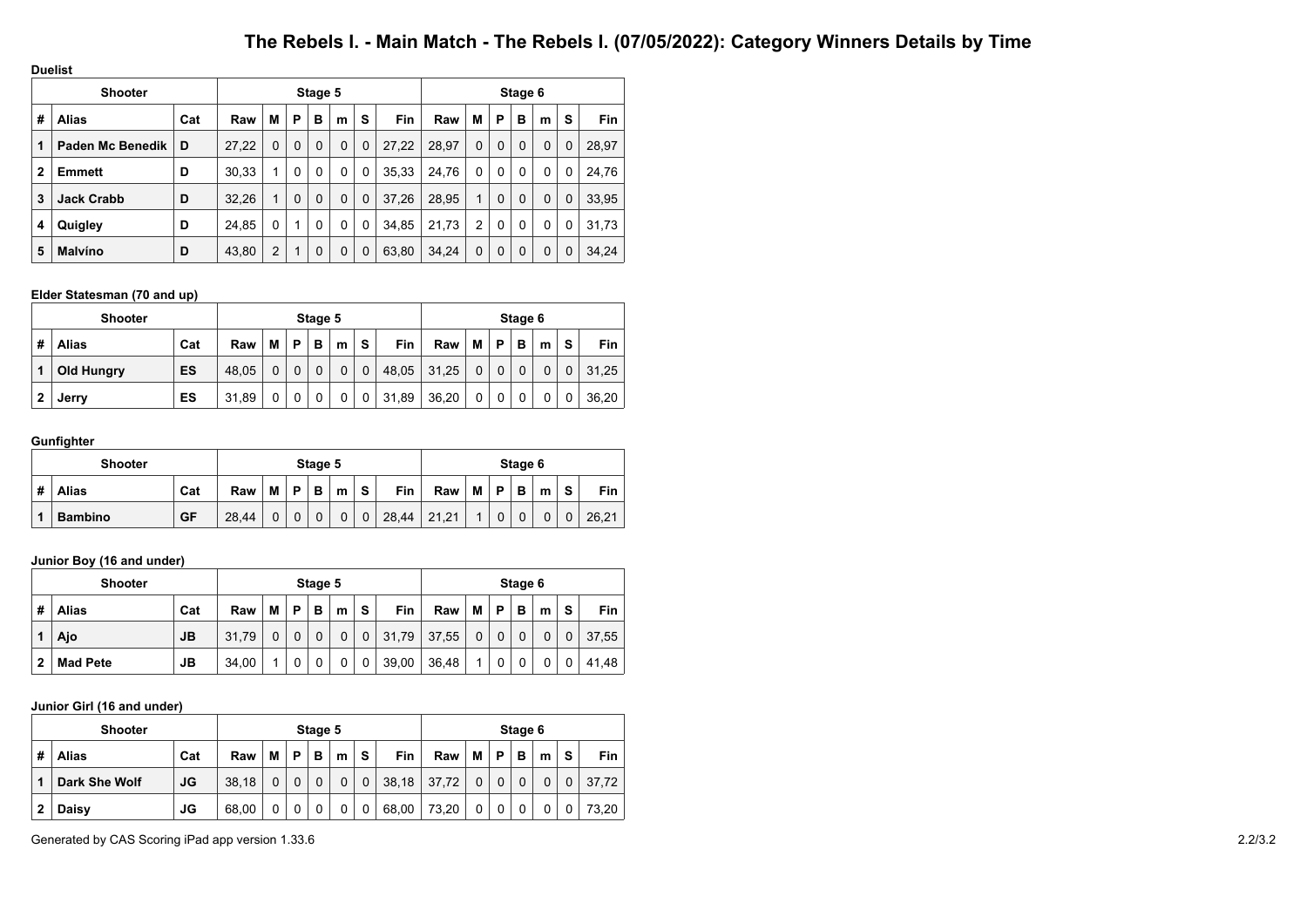# The Rebels I. - Main Match - The Rebels I. (07/05/2022): Category Winners Details by Time

**Duelist**

| Shooter | | | Stage 5 | | | | | | | Stage 6 | | | | | | |
|---|---|---|---|---|---|---|---|---|---|---|---|---|---|---|---|---|
| # | Alias | Cat | Raw | M | P | B | m | S | Fin | Raw | M | P | B | m | S | Fin |
| 1 | **Paden Mc Benedik** | **D** | 27,22 | 0 | 0 | 0 | 0 | 0 | 27,22 | 28,97 | 0 | 0 | 0 | 0 | 0 | 28,97 |
| 2 | **Emmett** | **D** | 30,33 | 1 | 0 | 0 | 0 | 0 | 35,33 | 24,76 | 0 | 0 | 0 | 0 | 0 | 24,76 |
| 3 | **Jack Crabb** | **D** | 32,26 | 1 | 0 | 0 | 0 | 0 | 37,26 | 28,95 | 1 | 0 | 0 | 0 | 0 | 33,95 |
| 4 | **Quigley** | **D** | 24,85 | 0 | 1 | 0 | 0 | 0 | 34,85 | 21,73 | 2 | 0 | 0 | 0 | 0 | 31,73 |
| 5 | **Malvíno** | **D** | 43,80 | 2 | 1 | 0 | 0 | 0 | 63,80 | 34,24 | 0 | 0 | 0 | 0 | 0 | 34,24 |

**Elder Statesman (70 and up)**

| Shooter | | | Stage 5 | | | | | | | Stage 6 | | | | | | |
|---|---|---|---|---|---|---|---|---|---|---|---|---|---|---|---|---|
| # | Alias | Cat | Raw | M | P | B | m | S | Fin | Raw | M | P | B | m | S | Fin |
| 1 | **Old Hungry** | **ES** | 48,05 | 0 | 0 | 0 | 0 | 0 | 48,05 | 31,25 | 0 | 0 | 0 | 0 | 0 | 31,25 |
| 2 | **Jerry** | **ES** | 31,89 | 0 | 0 | 0 | 0 | 0 | 31,89 | 36,20 | 0 | 0 | 0 | 0 | 0 | 36,20 |

**Gunfighter**

| Shooter | | | Stage 5 | | | | | | | Stage 6 | | | | | | |
|---|---|---|---|---|---|---|---|---|---|---|---|---|---|---|---|---|
| # | Alias | Cat | Raw | M | P | B | m | S | Fin | Raw | M | P | B | m | S | Fin |
| 1 | **Bambino** | **GF** | 28,44 | 0 | 0 | 0 | 0 | 0 | 28,44 | 21,21 | 1 | 0 | 0 | 0 | 0 | 26,21 |

**Junior Boy (16 and under)**

| Shooter | | | Stage 5 | | | | | | | Stage 6 | | | | | | |
|---|---|---|---|---|---|---|---|---|---|---|---|---|---|---|---|---|
| # | Alias | Cat | Raw | M | P | B | m | S | Fin | Raw | M | P | B | m | S | Fin |
| 1 | **Ajo** | **JB** | 31,79 | 0 | 0 | 0 | 0 | 0 | 31,79 | 37,55 | 0 | 0 | 0 | 0 | 0 | 37,55 |
| 2 | **Mad Pete** | **JB** | 34,00 | 1 | 0 | 0 | 0 | 0 | 39,00 | 36,48 | 1 | 0 | 0 | 0 | 0 | 41,48 |

**Junior Girl (16 and under)**

| Shooter | | | Stage 5 | | | | | | | Stage 6 | | | | | | |
|---|---|---|---|---|---|---|---|---|---|---|---|---|---|---|---|---|
| # | Alias | Cat | Raw | M | P | B | m | S | Fin | Raw | M | P | B | m | S | Fin |
| 1 | **Dark She Wolf** | **JG** | 38,18 | 0 | 0 | 0 | 0 | 0 | 38,18 | 37,72 | 0 | 0 | 0 | 0 | 0 | 37,72 |
| 2 | **Daisy** | **JG** | 68,00 | 0 | 0 | 0 | 0 | 0 | 68,00 | 73,20 | 0 | 0 | 0 | 0 | 0 | 73,20 |

Generated by CAS Scoring iPad app version 1.33.6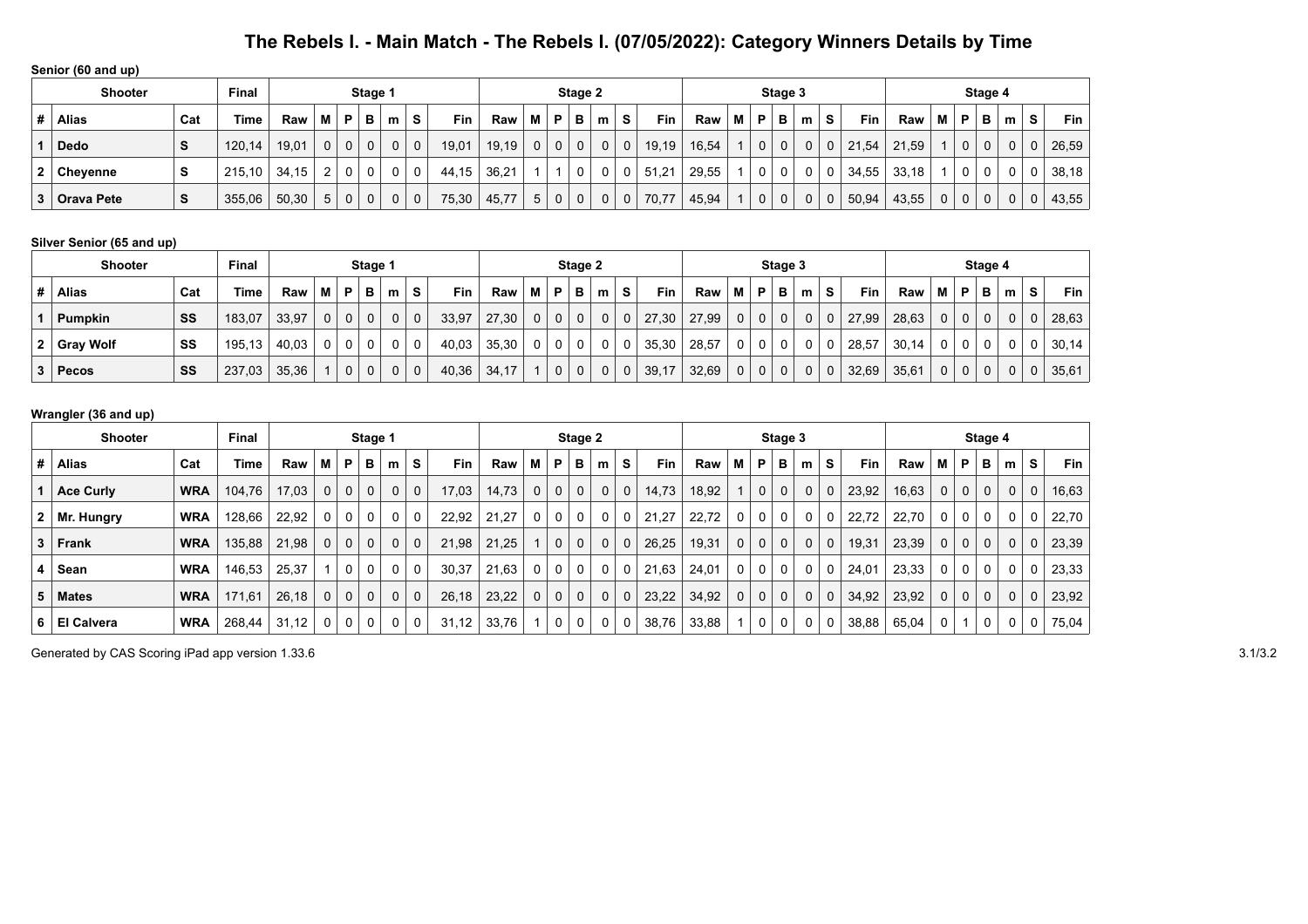# The Rebels I. - Main Match - The Rebels I. (07/05/2022): Category Winners Details by Time

**Senior (60 and up)**

| Shooter | | | Final | Stage 1 | | | | | | | Stage 2 | | | | | | | Stage 3 | | | | | | | Stage 4 | | | | | | |
|---|---|---|---|---|---|---|---|---|---|---|---|---|---|---|---|---|---|---|---|---|---|---|---|---|---|---|---|---|---|---|---|
| # | Alias | Cat | Time | Raw | M | P | B | m | S | Fin | Raw | M | P | B | m | S | Fin | Raw | M | P | B | m | S | Fin | Raw | M | P | B | m | S | Fin |
| 1 | Dedo | S | 120,14 | 19,01 | 0 | 0 | 0 | 0 | 0 | 19,01 | 19,19 | 0 | 0 | 0 | 0 | 0 | 19,19 | 16,54 | 1 | 0 | 0 | 0 | 0 | 21,54 | 21,59 | 1 | 0 | 0 | 0 | 0 | 26,59 |
| 2 | Cheyenne | S | 215,10 | 34,15 | 2 | 0 | 0 | 0 | 0 | 44,15 | 36,21 | 1 | 1 | 0 | 0 | 0 | 51,21 | 29,55 | 1 | 0 | 0 | 0 | 0 | 34,55 | 33,18 | 1 | 0 | 0 | 0 | 0 | 38,18 |
| 3 | Orava Pete | S | 355,06 | 50,30 | 5 | 0 | 0 | 0 | 0 | 75,30 | 45,77 | 5 | 0 | 0 | 0 | 0 | 70,77 | 45,94 | 1 | 0 | 0 | 0 | 0 | 50,94 | 43,55 | 0 | 0 | 0 | 0 | 0 | 43,55 |

**Silver Senior (65 and up)**

| Shooter | | | Final | Stage 1 | | | | | | | Stage 2 | | | | | | | Stage 3 | | | | | | | Stage 4 | | | | | | |
|---|---|---|---|---|---|---|---|---|---|---|---|---|---|---|---|---|---|---|---|---|---|---|---|---|---|---|---|---|---|---|---|
| # | Alias | Cat | Time | Raw | M | P | B | m | S | Fin | Raw | M | P | B | m | S | Fin | Raw | M | P | B | m | S | Fin | Raw | M | P | B | m | S | Fin |
| 1 | Pumpkin | SS | 183,07 | 33,97 | 0 | 0 | 0 | 0 | 0 | 33,97 | 27,30 | 0 | 0 | 0 | 0 | 0 | 27,30 | 27,99 | 0 | 0 | 0 | 0 | 0 | 27,99 | 28,63 | 0 | 0 | 0 | 0 | 0 | 28,63 |
| 2 | Gray Wolf | SS | 195,13 | 40,03 | 0 | 0 | 0 | 0 | 0 | 40,03 | 35,30 | 0 | 0 | 0 | 0 | 0 | 35,30 | 28,57 | 0 | 0 | 0 | 0 | 0 | 28,57 | 30,14 | 0 | 0 | 0 | 0 | 0 | 30,14 |
| 3 | Pecos | SS | 237,03 | 35,36 | 1 | 0 | 0 | 0 | 0 | 40,36 | 34,17 | 1 | 0 | 0 | 0 | 0 | 39,17 | 32,69 | 0 | 0 | 0 | 0 | 0 | 32,69 | 35,61 | 0 | 0 | 0 | 0 | 0 | 35,61 |

**Wrangler (36 and up)**

| Shooter | | | Final | Stage 1 | | | | | | | Stage 2 | | | | | | | Stage 3 | | | | | | | Stage 4 | | | | | | |
|---|---|---|---|---|---|---|---|---|---|---|---|---|---|---|---|---|---|---|---|---|---|---|---|---|---|---|---|---|---|---|---|
| # | Alias | Cat | Time | Raw | M | P | B | m | S | Fin | Raw | M | P | B | m | S | Fin | Raw | M | P | B | m | S | Fin | Raw | M | P | B | m | S | Fin |
| 1 | Ace Curly | WRA | 104,76 | 17,03 | 0 | 0 | 0 | 0 | 0 | 17,03 | 14,73 | 0 | 0 | 0 | 0 | 0 | 14,73 | 18,92 | 1 | 0 | 0 | 0 | 0 | 23,92 | 16,63 | 0 | 0 | 0 | 0 | 0 | 16,63 |
| 2 | Mr. Hungry | WRA | 128,66 | 22,92 | 0 | 0 | 0 | 0 | 0 | 22,92 | 21,27 | 0 | 0 | 0 | 0 | 0 | 21,27 | 22,72 | 0 | 0 | 0 | 0 | 0 | 22,72 | 22,70 | 0 | 0 | 0 | 0 | 0 | 22,70 |
| 3 | Frank | WRA | 135,88 | 21,98 | 0 | 0 | 0 | 0 | 0 | 21,98 | 21,25 | 1 | 0 | 0 | 0 | 0 | 26,25 | 19,31 | 0 | 0 | 0 | 0 | 0 | 19,31 | 23,39 | 0 | 0 | 0 | 0 | 0 | 23,39 |
| 4 | Sean | WRA | 146,53 | 25,37 | 1 | 0 | 0 | 0 | 0 | 30,37 | 21,63 | 0 | 0 | 0 | 0 | 0 | 21,63 | 24,01 | 0 | 0 | 0 | 0 | 0 | 24,01 | 23,33 | 0 | 0 | 0 | 0 | 0 | 23,33 |
| 5 | Mates | WRA | 171,61 | 26,18 | 0 | 0 | 0 | 0 | 0 | 26,18 | 23,22 | 0 | 0 | 0 | 0 | 0 | 23,22 | 34,92 | 0 | 0 | 0 | 0 | 0 | 34,92 | 23,92 | 0 | 0 | 0 | 0 | 0 | 23,92 |
| 6 | El Calvera | WRA | 268,44 | 31,12 | 0 | 0 | 0 | 0 | 0 | 31,12 | 33,76 | 1 | 0 | 0 | 0 | 0 | 38,76 | 33,88 | 1 | 0 | 0 | 0 | 0 | 38,88 | 65,04 | 0 | 1 | 0 | 0 | 0 | 75,04 |

Generated by CAS Scoring iPad app version 1.33.6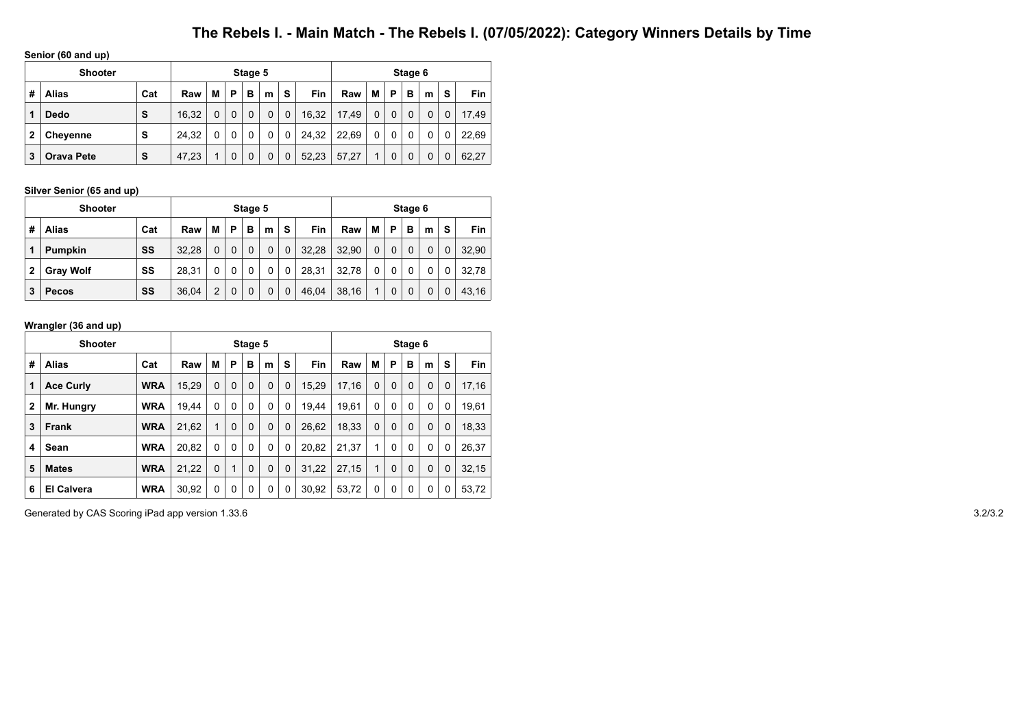# The Rebels I. - Main Match - The Rebels I. (07/05/2022): Category Winners Details by Time

**Senior (60 and up)**

| Shooter | | | Stage 5 | | | | | | | Stage 6 | | | | | | |
|---|---|---|---|---|---|---|---|---|---|---|---|---|---|---|---|---|
| # | Alias | Cat | Raw | M | P | B | m | S | Fin | Raw | M | P | B | m | S | Fin |
| 1 | Dedo | S | 16,32 | 0 | 0 | 0 | 0 | 0 | 16,32 | 17,49 | 0 | 0 | 0 | 0 | 0 | 17,49 |
| 2 | Cheyenne | S | 24,32 | 0 | 0 | 0 | 0 | 0 | 24,32 | 22,69 | 0 | 0 | 0 | 0 | 0 | 22,69 |
| 3 | Orava Pete | S | 47,23 | 1 | 0 | 0 | 0 | 0 | 52,23 | 57,27 | 1 | 0 | 0 | 0 | 0 | 62,27 |

**Silver Senior (65 and up)**

| Shooter | | | Stage 5 | | | | | | | Stage 6 | | | | | | |
|---|---|---|---|---|---|---|---|---|---|---|---|---|---|---|---|---|
| # | Alias | Cat | Raw | M | P | B | m | S | Fin | Raw | M | P | B | m | S | Fin |
| 1 | Pumpkin | SS | 32,28 | 0 | 0 | 0 | 0 | 0 | 32,28 | 32,90 | 0 | 0 | 0 | 0 | 0 | 32,90 |
| 2 | Gray Wolf | SS | 28,31 | 0 | 0 | 0 | 0 | 0 | 28,31 | 32,78 | 0 | 0 | 0 | 0 | 0 | 32,78 |
| 3 | Pecos | SS | 36,04 | 2 | 0 | 0 | 0 | 0 | 46,04 | 38,16 | 1 | 0 | 0 | 0 | 0 | 43,16 |

**Wrangler (36 and up)**

| Shooter | | | Stage 5 | | | | | | | Stage 6 | | | | | | |
|---|---|---|---|---|---|---|---|---|---|---|---|---|---|---|---|---|
| # | Alias | Cat | Raw | M | P | B | m | S | Fin | Raw | M | P | B | m | S | Fin |
| 1 | Ace Curly | WRA | 15,29 | 0 | 0 | 0 | 0 | 0 | 15,29 | 17,16 | 0 | 0 | 0 | 0 | 0 | 17,16 |
| 2 | Mr. Hungry | WRA | 19,44 | 0 | 0 | 0 | 0 | 0 | 19,44 | 19,61 | 0 | 0 | 0 | 0 | 0 | 19,61 |
| 3 | Frank | WRA | 21,62 | 1 | 0 | 0 | 0 | 0 | 26,62 | 18,33 | 0 | 0 | 0 | 0 | 0 | 18,33 |
| 4 | Sean | WRA | 20,82 | 0 | 0 | 0 | 0 | 0 | 20,82 | 21,37 | 1 | 0 | 0 | 0 | 0 | 26,37 |
| 5 | Mates | WRA | 21,22 | 0 | 1 | 0 | 0 | 0 | 31,22 | 27,15 | 1 | 0 | 0 | 0 | 0 | 32,15 |
| 6 | El Calvera | WRA | 30,92 | 0 | 0 | 0 | 0 | 0 | 30,92 | 53,72 | 0 | 0 | 0 | 0 | 0 | 53,72 |

Generated by CAS Scoring iPad app version 1.33.6